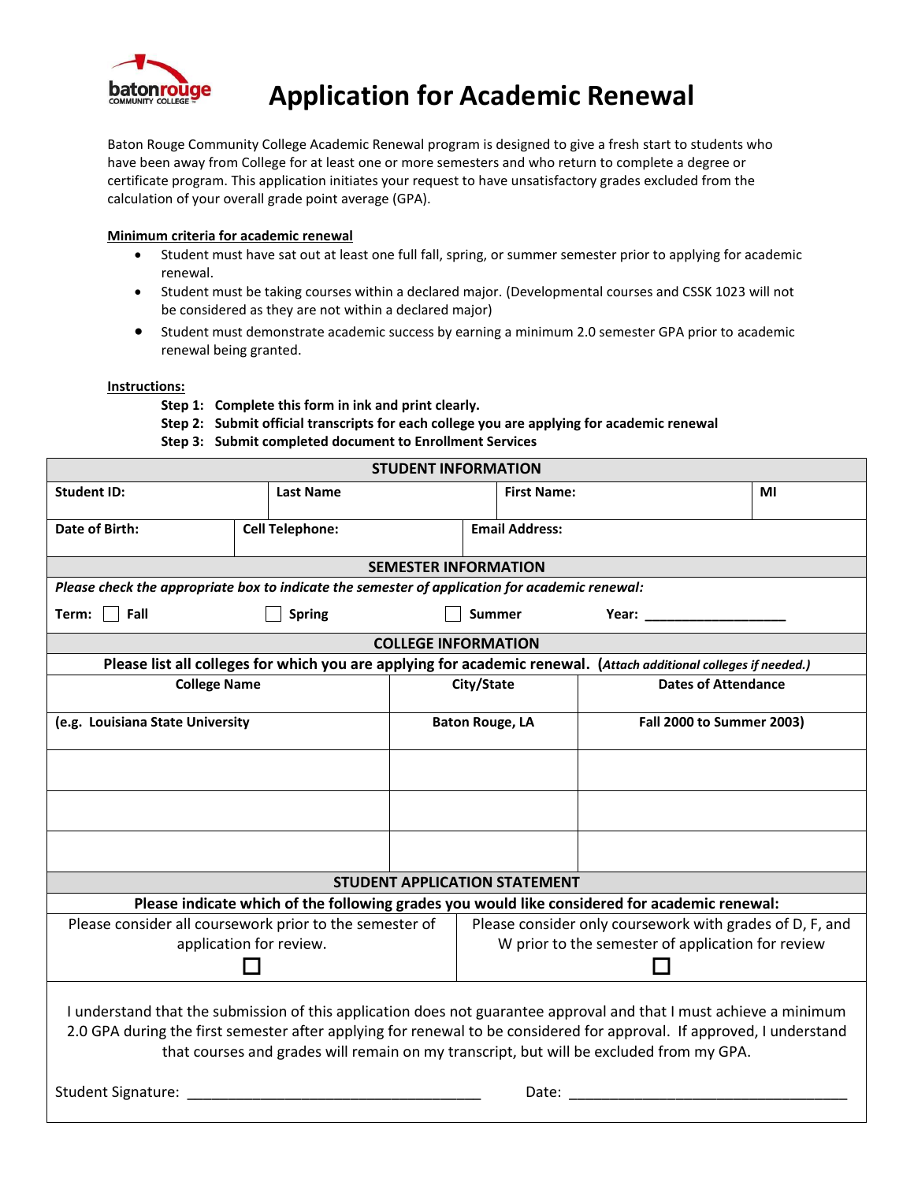# Application for Academic Renewal

Baton Rouge Community College Academic Renewal program is designed to give a fresh start to students who have been away from College for at least one or more semesters and who return to complete a degree or certificate program. This application initiates your request to have unsatisfactory grades excluded from the calculation of your overall grade point average (GPA).

**Minimum criteria for academic renewal**

- Student must have sat out at least one full fall, spring, or summer semester prior to applying for academic renewal.
- Student must be taking courses within a declared major. (Developmental courses and CSSK 1023 will not be considered as they are not within a declared major)
- Student must demonstrate academic success by earning a minimum 2.0 semester GPA prior to academic renewal being granted.

**Instructions:**

**Step 1: Complete this form in ink and print clearly.**
**Step 2: Submit official transcripts for each college you are applying for academic renewal**
**Step 3: Submit completed document to Enrollment Services**

## STUDENT INFORMATION

| **Student ID:** | **Last Name** | **First Name:** | **MI** |
|---|---|---|---|
| **Date of Birth:** | **Cell Telephone:** | **Email Address:** | |

## SEMESTER INFORMATION

*Please check the appropriate box to indicate the semester of application for academic renewal:*

**Term:** ☐ **Fall** ☐ **Spring** ☐ **Summer** **Year:** ___________________

## COLLEGE INFORMATION

**Please list all colleges for which you are applying for academic renewal.** (*Attach additional colleges if needed.)*

| **College Name** | **City/State** | **Dates of Attendance** |
|---|---|---|
| **(e.g. Louisiana State University** | **Baton Rouge, LA** | **Fall 2000 to Summer 2003)** |
| | | |
| | | |
| | | |

## STUDENT APPLICATION STATEMENT

**Please indicate which of the following grades you would like considered for academic renewal:**

| Please consider all coursework prior to the semester of application for review. | Please consider only coursework with grades of D, F, and W prior to the semester of application for review |
|---|---|
| ☐ | ☐ |

I understand that the submission of this application does not guarantee approval and that I must achieve a minimum 2.0 GPA during the first semester after applying for renewal to be considered for approval. If approved, I understand that courses and grades will remain on my transcript, but will be excluded from my GPA.

Student Signature: ____________________________________ Date: ___________________________________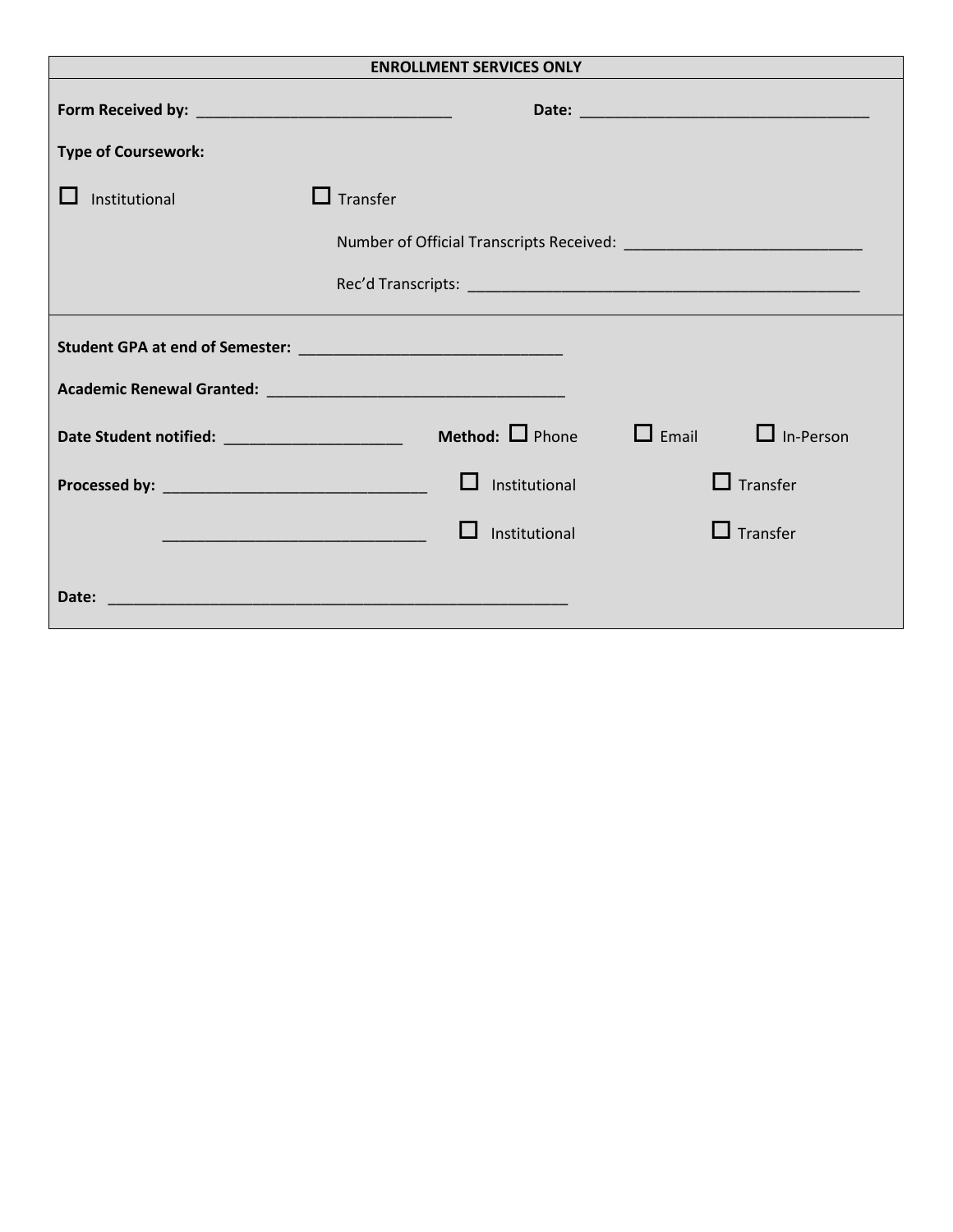**ENROLLMENT SERVICES ONLY**

**Form Received by:** ______________________________ **Date:** __________________________________

**Type of Coursework:**

☐ Institutional ☐ Transfer

Number of Official Transcripts Received: ___________________________

Rec'd Transcripts: ______________________________________________

**Student GPA at end of Semester:** ______________________________

**Academic Renewal Granted:** ___________________________________

**Date Student notified:** ____________________ **Method:** ☐ Phone ☐ Email ☐ In-Person

**Processed by:** ______________________________ ☐ Institutional ☐ Transfer

______________________________ ☐ Institutional ☐ Transfer

**Date:** ____________________________________________________